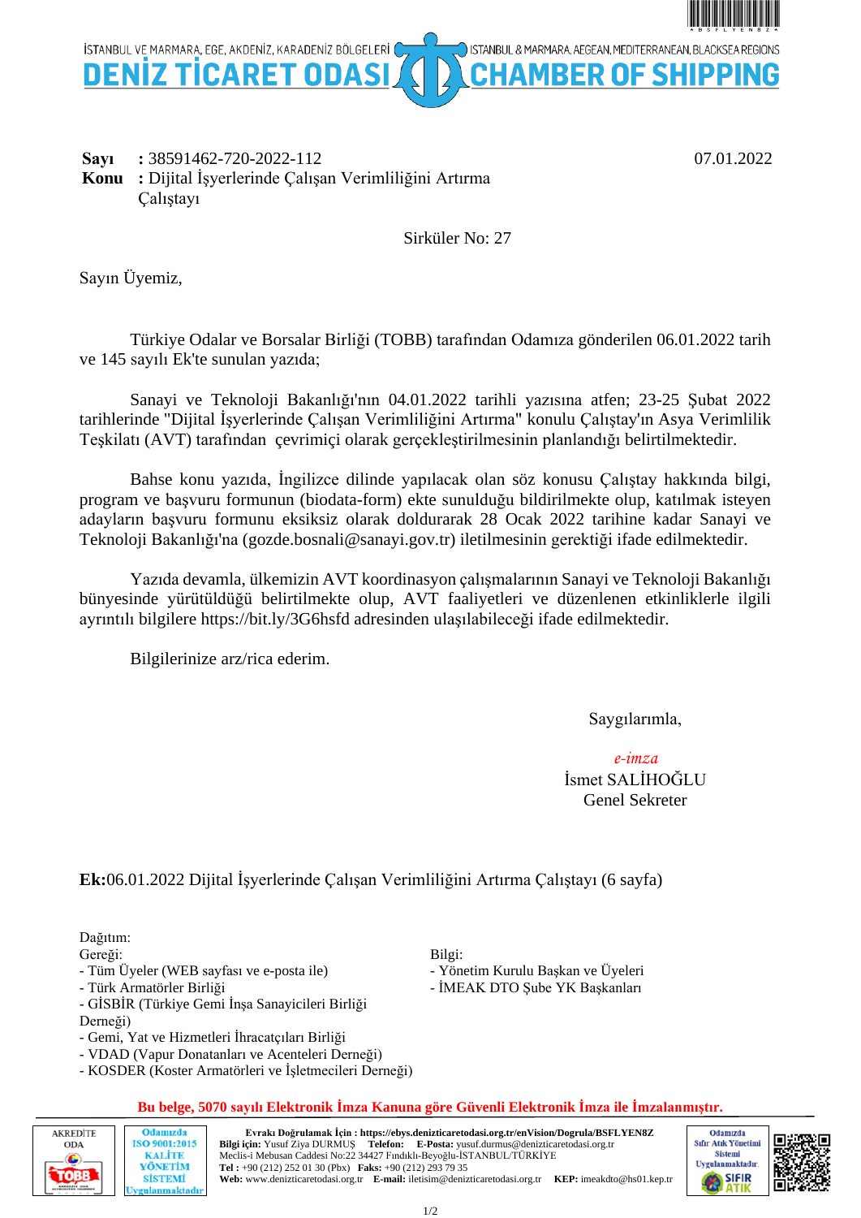İSTANBUL VE MARMARA, EGE, AKDENİZ, KARADENİZ BÖLGELERİ | İSTANBUL & MARMARA, AEGEAN, MEDITERRANEAN, BLACKSEA REGIONS

# DENİZ TİCARET ODASI | CHAMBER OF SHIPPING

**Sayı** : 38591462-720-2022-112 — 07.01.2022
**Konu** : Dijital İşyerlerinde Çalışan Verimliliğini Artırma Çalıştayı

Sirküler No: 27

Sayın Üyemiz,

Türkiye Odalar ve Borsalar Birliği (TOBB) tarafından Odamıza gönderilen 06.01.2022 tarih ve 145 sayılı Ek'te sunulan yazıda;

Sanayi ve Teknoloji Bakanlığı'nın 04.01.2022 tarihli yazısına atfen; 23-25 Şubat 2022 tarihlerinde "Dijital İşyerlerinde Çalışan Verimliliğini Artırma" konulu Çalıştay'ın Asya Verimlilik Teşkilatı (AVT) tarafından çevrimiçi olarak gerçekleştirilmesinin planlandığı belirtilmektedir.

Bahse konu yazıda, İngilizce dilinde yapılacak olan söz konusu Çalıştay hakkında bilgi, program ve başvuru formunun (biodata-form) ekte sunulduğu bildirilmekte olup, katılmak isteyen adayların başvuru formunu eksiksiz olarak doldurarak 28 Ocak 2022 tarihine kadar Sanayi ve Teknoloji Bakanlığı'na (gozde.bosnali@sanayi.gov.tr) iletilmesinin gerektiği ifade edilmektedir.

Yazıda devamla, ülkemizin AVT koordinasyon çalışmalarının Sanayi ve Teknoloji Bakanlığı bünyesinde yürütüldüğü belirtilmekte olup, AVT faaliyetleri ve düzenlenen etkinliklerle ilgili ayrıntılı bilgilere https://bit.ly/3G6hsfd adresinden ulaşılabileceği ifade edilmektedir.

Bilgilerinize arz/rica ederim.

Saygılarımla,

*e-imza*
İsmet SALİHOĞLU
Genel Sekreter

**Ek:**06.01.2022 Dijital İşyerlerinde Çalışan Verimliliğini Artırma Çalıştayı (6 sayfa)

Dağıtım:

Gereği:
- Tüm Üyeler (WEB sayfası ve e-posta ile)
- Türk Armatörler Birliği
- GİSBİR (Türkiye Gemi İnşa Sanayicileri Birliği Derneği)
- Gemi, Yat ve Hizmetleri İhracatçıları Birliği
- VDAD (Vapur Donatanları ve Acenteleri Derneği)
- KOSDER (Koster Armatörleri ve İşletmecileri Derneği)

Bilgi:
- Yönetim Kurulu Başkan ve Üyeleri
- İMEAK DTO Şube YK Başkanları

**Bu belge, 5070 sayılı Elektronik İmza Kanuna göre Güvenli Elektronik İmza ile İmzalanmıştır.**

AKREDİTE ODA — TOBB | Odamızda ISO 9001:2015 KALİTE YÖNETİM SİSTEMİ Uygulanmaktadır

**Evrakı Doğrulamak İçin :** https://ebys.denizticaretodasi.org.tr/enVision/Dogrula/BSFLYEN8Z
**Bilgi için:** Yusuf Ziya DURMUŞ **Telefon:** **E-Posta:** yusuf.durmus@denizticaretodasi.org.tr
Meclis-i Mebusan Caddesi No:22 34427 Fındıklı-Beyoğlu-İSTANBUL/TÜRKİYE
**Tel :** +90 (212) 252 01 30 (Pbx) **Faks:** +90 (212) 293 79 35
**Web:** www.denizticaretodasi.org.tr **E-mail:** iletisim@denizticaretodasi.org.tr **KEP:** imeakdto@hs01.kep.tr

Odamızda Sıfır Atık Yönetimi Sistemi Uygulanmaktadır. SIFIR ATIK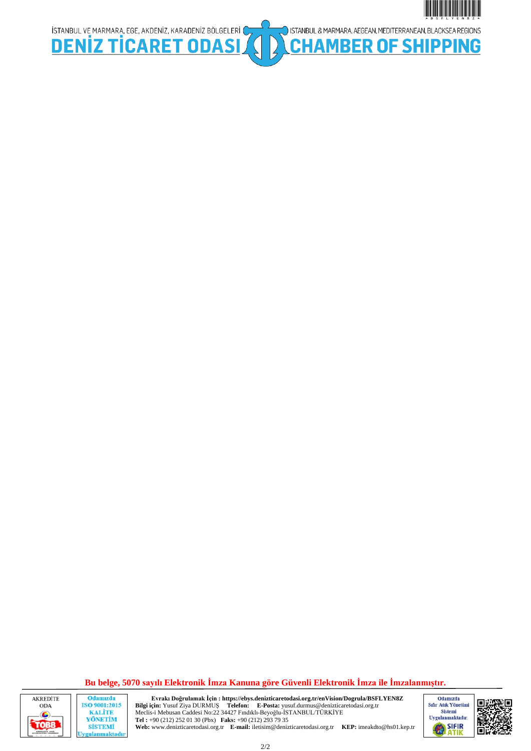Bu belge, 5070 sayılı Elektronik İmza Kanuna göre Güvenli Elektronik İmza ile İmzalanmıştır.

**Evrakı Doğrulamak İçin : https://ebys.denizticaretodasi.org.tr/enVision/Dogrula/BSFLYEN8Z**
**Bilgi için:** Yusuf Ziya DURMUŞ **Telefon:** **E-Posta:** yusuf.durmus@denizticaretodasi.org.tr
Meclis-i Mebusan Caddesi No:22 34427 Fındıklı-Beyoğlu-İSTANBUL/TÜRKİYE
**Tel :** +90 (212) 252 01 30 (Pbx) **Faks:** +90 (212) 293 79 35
**Web:** www.denizticaretodasi.org.tr **E-mail:** iletisim@denizticaretodasi.org.tr **KEP:** imeakdto@hs01.kep.tr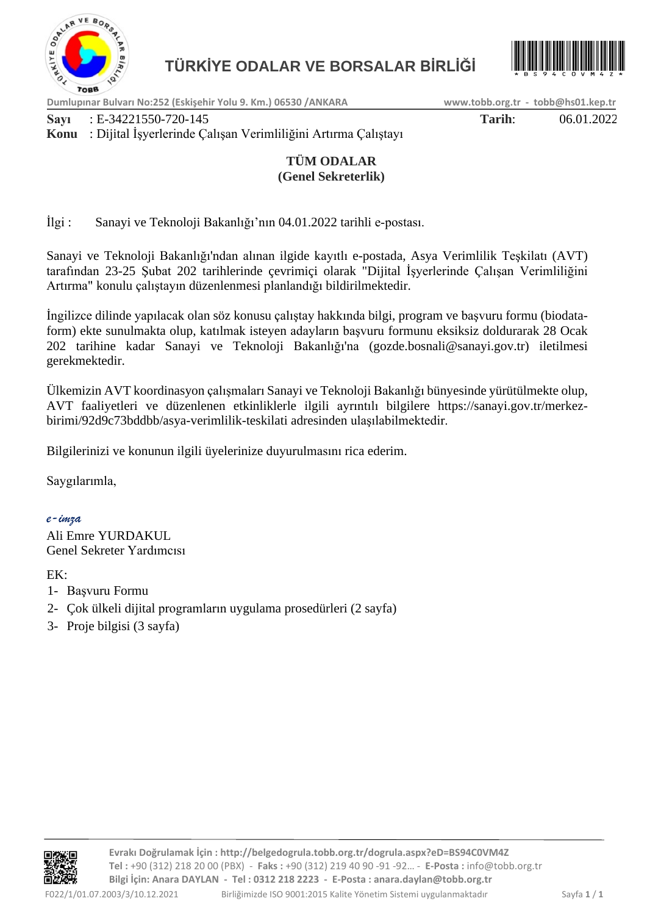# TÜRKİYE ODALAR VE BORSALAR BİRLİĞİ

Dumlupınar Bulvarı No:252 (Eskişehir Yolu 9. Km.) 06530 /ANKARA    www.tobb.org.tr - tobb@hs01.kep.tr

**Sayı** : E-34221550-720-145    **Tarih**: 06.01.2022
**Konu** : Dijital İşyerlerinde Çalışan Verimliliğini Artırma Çalıştayı

**TÜM ODALAR**
**(Genel Sekreterlik)**

İlgi : Sanayi ve Teknoloji Bakanlığı'nın 04.01.2022 tarihli e-postası.

Sanayi ve Teknoloji Bakanlığı'ndan alınan ilgide kayıtlı e-postada, Asya Verimlilik Teşkilatı (AVT) tarafından 23-25 Şubat 202 tarihlerinde çevrimiçi olarak "Dijital İşyerlerinde Çalışan Verimliliğini Artırma" konulu çalıştayın düzenlenmesi planlandığı bildirilmektedir.

İngilizce dilinde yapılacak olan söz konusu çalıştay hakkında bilgi, program ve başvuru formu (biodata-form) ekte sunulmakta olup, katılmak isteyen adayların başvuru formunu eksiksiz doldurarak 28 Ocak 202 tarihine kadar Sanayi ve Teknoloji Bakanlığı'na (gozde.bosnali@sanayi.gov.tr) iletilmesi gerekmektedir.

Ülkemizin AVT koordinasyon çalışmaları Sanayi ve Teknoloji Bakanlığı bünyesinde yürütülmekte olup, AVT faaliyetleri ve düzenlenen etkinliklerle ilgili ayrıntılı bilgilere https://sanayi.gov.tr/merkez-birimi/92d9c73bddbb/asya-verimlilik-teskilati adresinden ulaşılabilmektedir.

Bilgilerinizi ve konunun ilgili üyelerinize duyurulmasını rica ederim.

Saygılarımla,

*e-imza*
Ali Emre YURDAKUL
Genel Sekreter Yardımcısı

EK:
1- Başvuru Formu
2- Çok ülkeli dijital programların uygulama prosedürleri (2 sayfa)
3- Proje bilgisi (3 sayfa)

Evrakı Doğrulamak İçin : http://belgedogrula.tobb.org.tr/dogrula.aspx?eD=BS94C0VM4Z
Tel : +90 (312) 218 20 00 (PBX) - Faks : +90 (312) 219 40 90 -91 -92... - E-Posta : info@tobb.org.tr
Bilgi İçin: Anara DAYLAN - Tel : 0312 218 2223 - E-Posta : anara.daylan@tobb.org.tr

F022/1/01.07.2003/3/10.12.2021    Birliğimizde ISO 9001:2015 Kalite Yönetim Sistemi uygulanmaktadır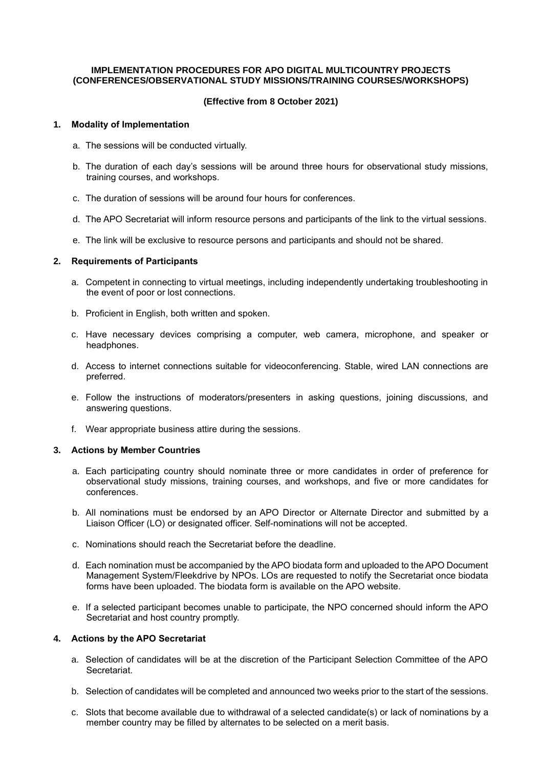**IMPLEMENTATION PROCEDURES FOR APO DIGITAL MULTICOUNTRY PROJECTS (CONFERENCES/OBSERVATIONAL STUDY MISSIONS/TRAINING COURSES/WORKSHOPS)**

**(Effective from 8 October 2021)**

## 1. Modality of Implementation

a. The sessions will be conducted virtually.

b. The duration of each day's sessions will be around three hours for observational study missions, training courses, and workshops.

c. The duration of sessions will be around four hours for conferences.

d. The APO Secretariat will inform resource persons and participants of the link to the virtual sessions.

e. The link will be exclusive to resource persons and participants and should not be shared.

## 2. Requirements of Participants

a. Competent in connecting to virtual meetings, including independently undertaking troubleshooting in the event of poor or lost connections.

b. Proficient in English, both written and spoken.

c. Have necessary devices comprising a computer, web camera, microphone, and speaker or headphones.

d. Access to internet connections suitable for videoconferencing. Stable, wired LAN connections are preferred.

e. Follow the instructions of moderators/presenters in asking questions, joining discussions, and answering questions.

f. Wear appropriate business attire during the sessions.

## 3. Actions by Member Countries

a. Each participating country should nominate three or more candidates in order of preference for observational study missions, training courses, and workshops, and five or more candidates for conferences.

b. All nominations must be endorsed by an APO Director or Alternate Director and submitted by a Liaison Officer (LO) or designated officer. Self-nominations will not be accepted.

c. Nominations should reach the Secretariat before the deadline.

d. Each nomination must be accompanied by the APO biodata form and uploaded to the APO Document Management System/Fleekdrive by NPOs. LOs are requested to notify the Secretariat once biodata forms have been uploaded. The biodata form is available on the APO website.

e. If a selected participant becomes unable to participate, the NPO concerned should inform the APO Secretariat and host country promptly.

## 4. Actions by the APO Secretariat

a. Selection of candidates will be at the discretion of the Participant Selection Committee of the APO Secretariat.

b. Selection of candidates will be completed and announced two weeks prior to the start of the sessions.

c. Slots that become available due to withdrawal of a selected candidate(s) or lack of nominations by a member country may be filled by alternates to be selected on a merit basis.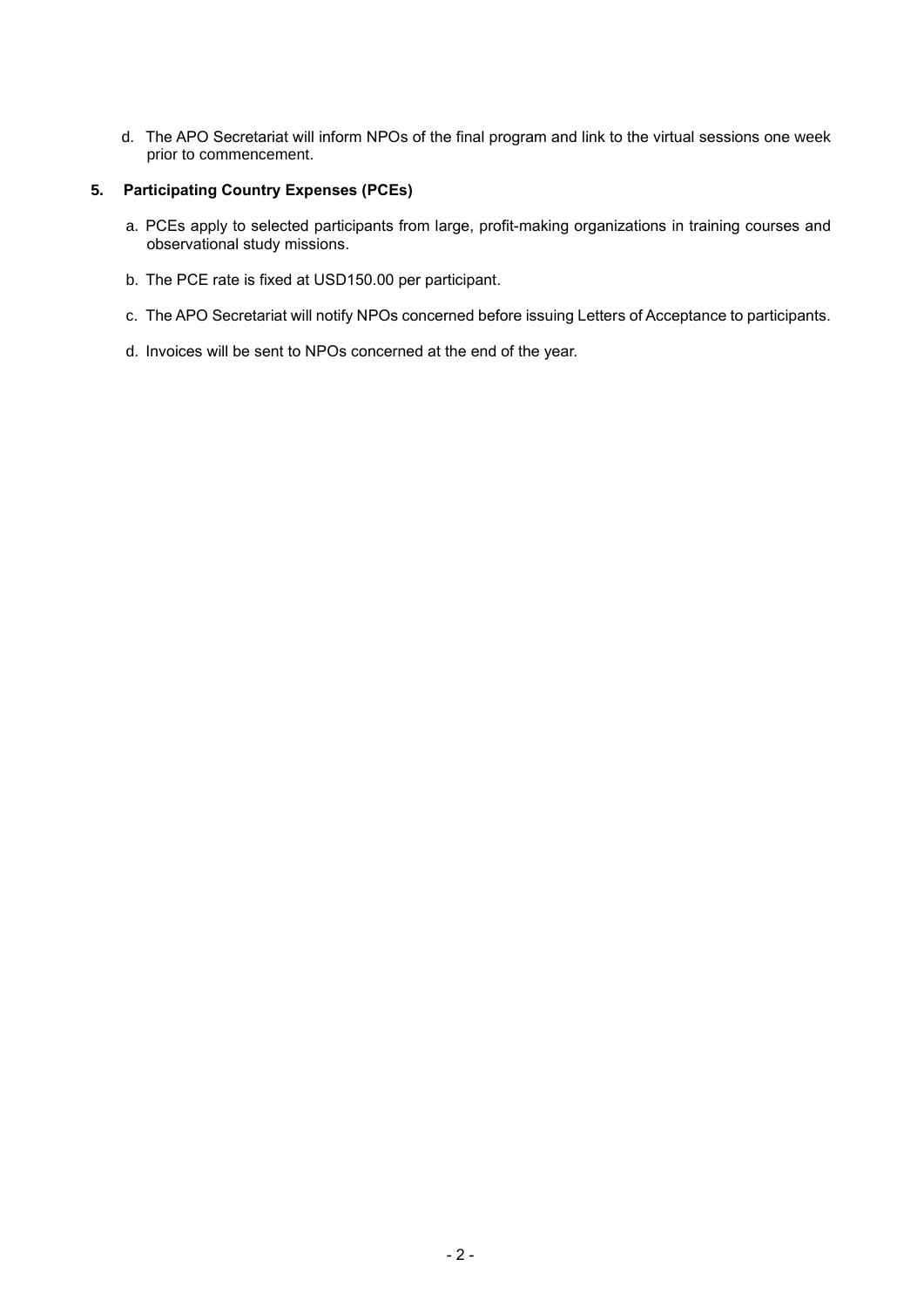d. The APO Secretariat will inform NPOs of the final program and link to the virtual sessions one week prior to commencement.

**5. Participating Country Expenses (PCEs)**

a. PCEs apply to selected participants from large, profit-making organizations in training courses and observational study missions.

b. The PCE rate is fixed at USD150.00 per participant.

c. The APO Secretariat will notify NPOs concerned before issuing Letters of Acceptance to participants.

d. Invoices will be sent to NPOs concerned at the end of the year.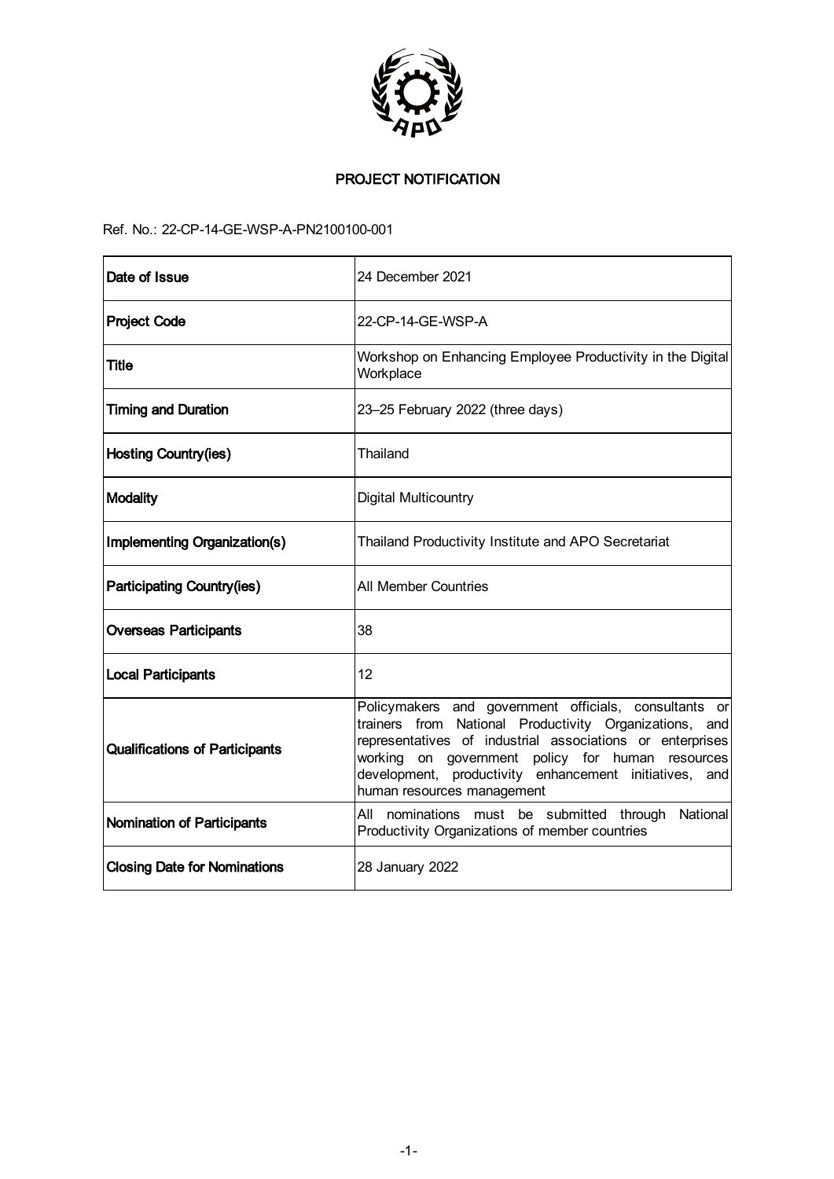# PROJECT NOTIFICATION

Ref. No.: 22-CP-14-GE-WSP-A-PN2100100-001

| | |
|---|---|
| **Date of Issue** | 24 December 2021 |
| **Project Code** | 22-CP-14-GE-WSP-A |
| **Title** | Workshop on Enhancing Employee Productivity in the Digital Workplace |
| **Timing and Duration** | 23–25 February 2022 (three days) |
| **Hosting Country(ies)** | Thailand |
| **Modality** | Digital Multicountry |
| **Implementing Organization(s)** | Thailand Productivity Institute and APO Secretariat |
| **Participating Country(ies)** | All Member Countries |
| **Overseas Participants** | 38 |
| **Local Participants** | 12 |
| **Qualifications of Participants** | Policymakers and government officials, consultants or trainers from National Productivity Organizations, and representatives of industrial associations or enterprises working on government policy for human resources development, productivity enhancement initiatives, and human resources management |
| **Nomination of Participants** | All nominations must be submitted through National Productivity Organizations of member countries |
| **Closing Date for Nominations** | 28 January 2022 |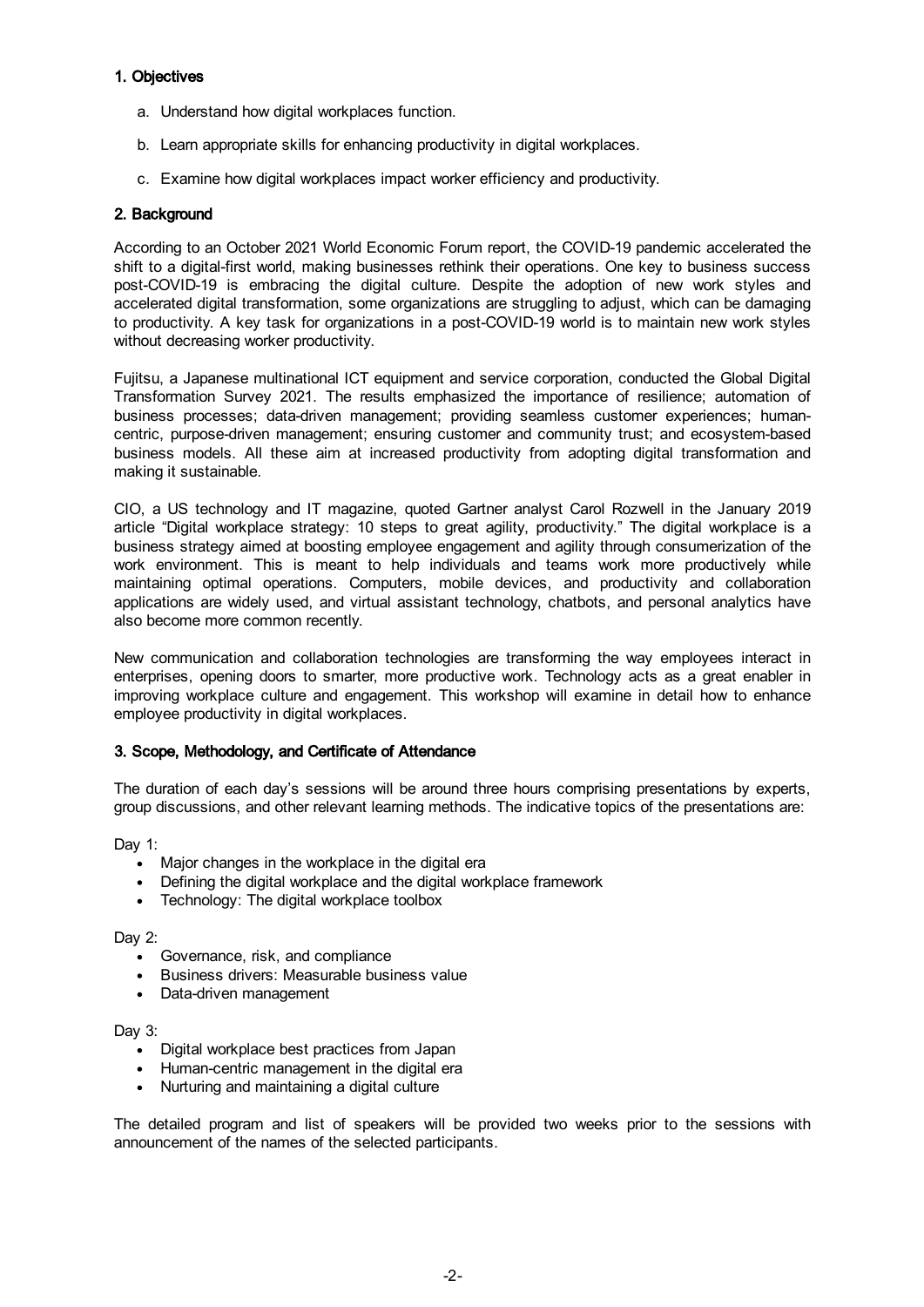## 1. Objectives

a. Understand how digital workplaces function.

b. Learn appropriate skills for enhancing productivity in digital workplaces.

c. Examine how digital workplaces impact worker efficiency and productivity.

## 2. Background

According to an October 2021 World Economic Forum report, the COVID-19 pandemic accelerated the shift to a digital-first world, making businesses rethink their operations. One key to business success post-COVID-19 is embracing the digital culture. Despite the adoption of new work styles and accelerated digital transformation, some organizations are struggling to adjust, which can be damaging to productivity. A key task for organizations in a post-COVID-19 world is to maintain new work styles without decreasing worker productivity.

Fujitsu, a Japanese multinational ICT equipment and service corporation, conducted the Global Digital Transformation Survey 2021. The results emphasized the importance of resilience; automation of business processes; data-driven management; providing seamless customer experiences; human-centric, purpose-driven management; ensuring customer and community trust; and ecosystem-based business models. All these aim at increased productivity from adopting digital transformation and making it sustainable.

CIO, a US technology and IT magazine, quoted Gartner analyst Carol Rozwell in the January 2019 article "Digital workplace strategy: 10 steps to great agility, productivity." The digital workplace is a business strategy aimed at boosting employee engagement and agility through consumerization of the work environment. This is meant to help individuals and teams work more productively while maintaining optimal operations. Computers, mobile devices, and productivity and collaboration applications are widely used, and virtual assistant technology, chatbots, and personal analytics have also become more common recently.

New communication and collaboration technologies are transforming the way employees interact in enterprises, opening doors to smarter, more productive work. Technology acts as a great enabler in improving workplace culture and engagement. This workshop will examine in detail how to enhance employee productivity in digital workplaces.

## 3. Scope, Methodology, and Certificate of Attendance

The duration of each day's sessions will be around three hours comprising presentations by experts, group discussions, and other relevant learning methods. The indicative topics of the presentations are:

Day 1:

- Major changes in the workplace in the digital era
- Defining the digital workplace and the digital workplace framework
- Technology: The digital workplace toolbox

Day 2:

- Governance, risk, and compliance
- Business drivers: Measurable business value
- Data-driven management

Day 3:

- Digital workplace best practices from Japan
- Human-centric management in the digital era
- Nurturing and maintaining a digital culture

The detailed program and list of speakers will be provided two weeks prior to the sessions with announcement of the names of the selected participants.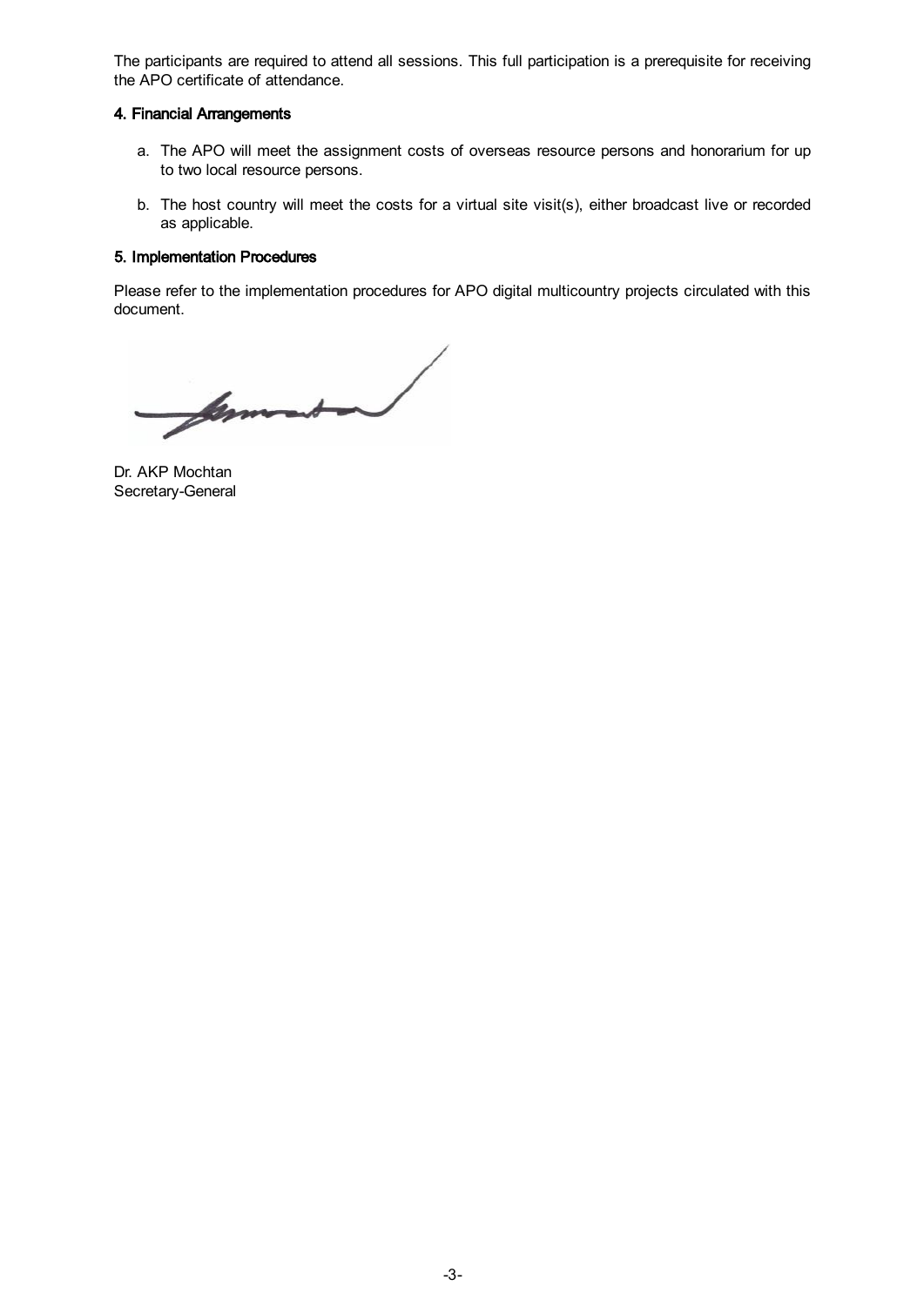The participants are required to attend all sessions. This full participation is a prerequisite for receiving the APO certificate of attendance.

### 4. Financial Arrangements

a. The APO will meet the assignment costs of overseas resource persons and honorarium for up to two local resource persons.

b. The host country will meet the costs for a virtual site visit(s), either broadcast live or recorded as applicable.

### 5. Implementation Procedures

Please refer to the implementation procedures for APO digital multicountry projects circulated with this document.

Dr. AKP Mochtan
Secretary-General